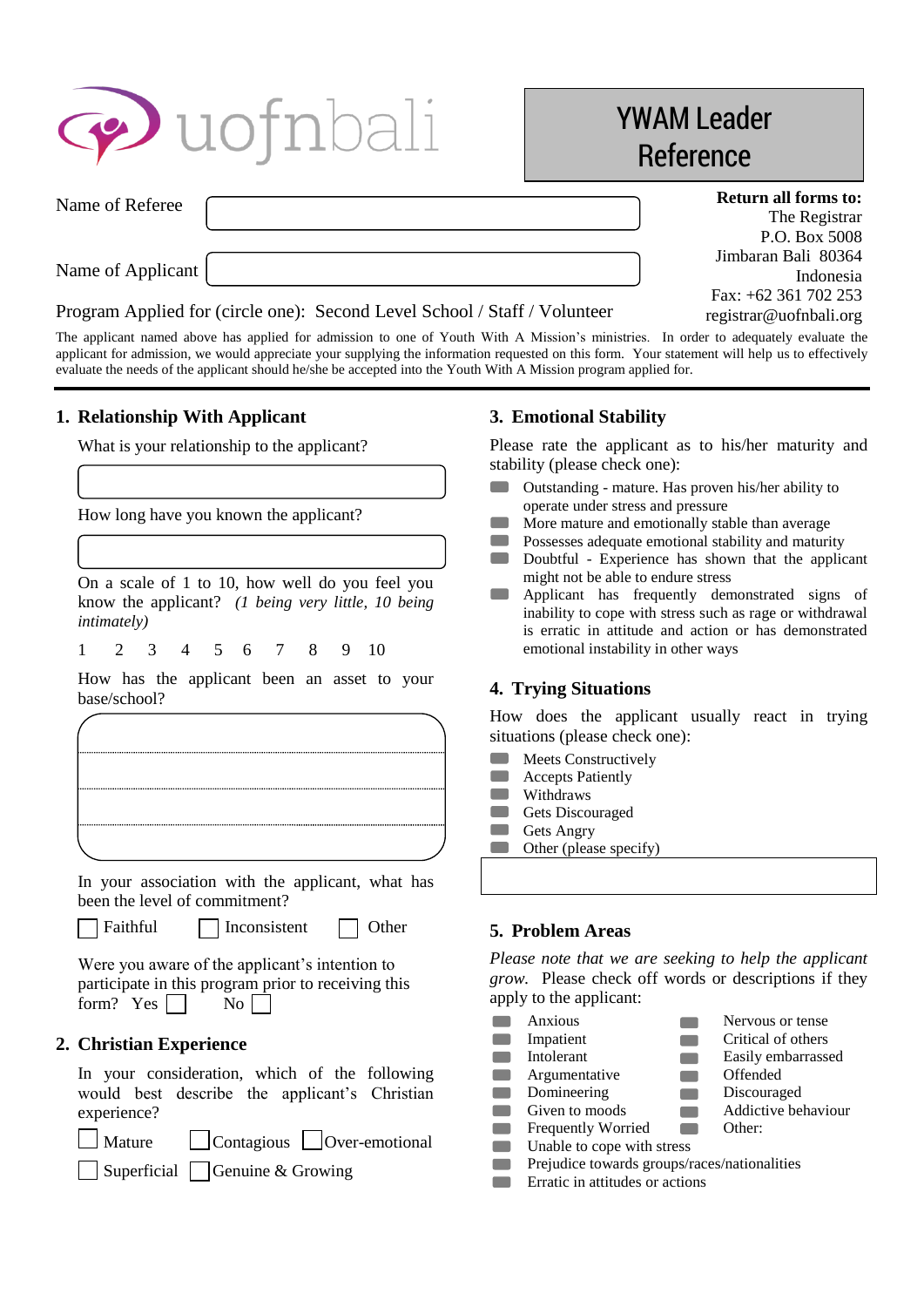uofnbali

# YWAM Leader Reference

Name of Referee

Name of Applicant

**Return all forms to:**
The Registrar
P.O. Box 5008
Jimbaran Bali 80364
Indonesia
Fax: +62 361 702 253
registrar@uofnbali.org

Program Applied for (circle one): Second Level School / Staff / Volunteer

The applicant named above has applied for admission to one of Youth With A Mission's ministries. In order to adequately evaluate the applicant for admission, we would appreciate your supplying the information requested on this form. Your statement will help us to effectively evaluate the needs of the applicant should he/she be accepted into the Youth With A Mission program applied for.

## 1. Relationship With Applicant

What is your relationship to the applicant?

How long have you known the applicant?

On a scale of 1 to 10, how well do you feel you know the applicant? *(1 being very little, 10 being intimately)*

1 2 3 4 5 6 7 8 9 10

How has the applicant been an asset to your base/school?

In your association with the applicant, what has been the level of commitment?

- Faithful
- Inconsistent
- Other

Were you aware of the applicant's intention to participate in this program prior to receiving this form? Yes ☐ No ☐

## 2. Christian Experience

In your consideration, which of the following would best describe the applicant's Christian experience?

- Mature
- Contagious
- Over-emotional
- Superficial
- Genuine & Growing

## 3. Emotional Stability

Please rate the applicant as to his/her maturity and stability (please check one):

- Outstanding - mature. Has proven his/her ability to operate under stress and pressure
- More mature and emotionally stable than average
- Possesses adequate emotional stability and maturity
- Doubtful - Experience has shown that the applicant might not be able to endure stress
- Applicant has frequently demonstrated signs of inability to cope with stress such as rage or withdrawal is erratic in attitude and action or has demonstrated emotional instability in other ways

## 4. Trying Situations

How does the applicant usually react in trying situations (please check one):

- Meets Constructively
- Accepts Patiently
- Withdraws
- Gets Discouraged
- Gets Angry
- Other (please specify)

## 5. Problem Areas

*Please note that we are seeking to help the applicant grow.* Please check off words or descriptions if they apply to the applicant:

- Anxious
- Impatient
- Intolerant
- Argumentative
- Domineering
- Given to moods
- Frequently Worried
- Nervous or tense
- Critical of others
- Easily embarrassed
- Offended
- Discouraged
- Addictive behaviour
- Other:
- Unable to cope with stress
- Prejudice towards groups/races/nationalities
- Erratic in attitudes or actions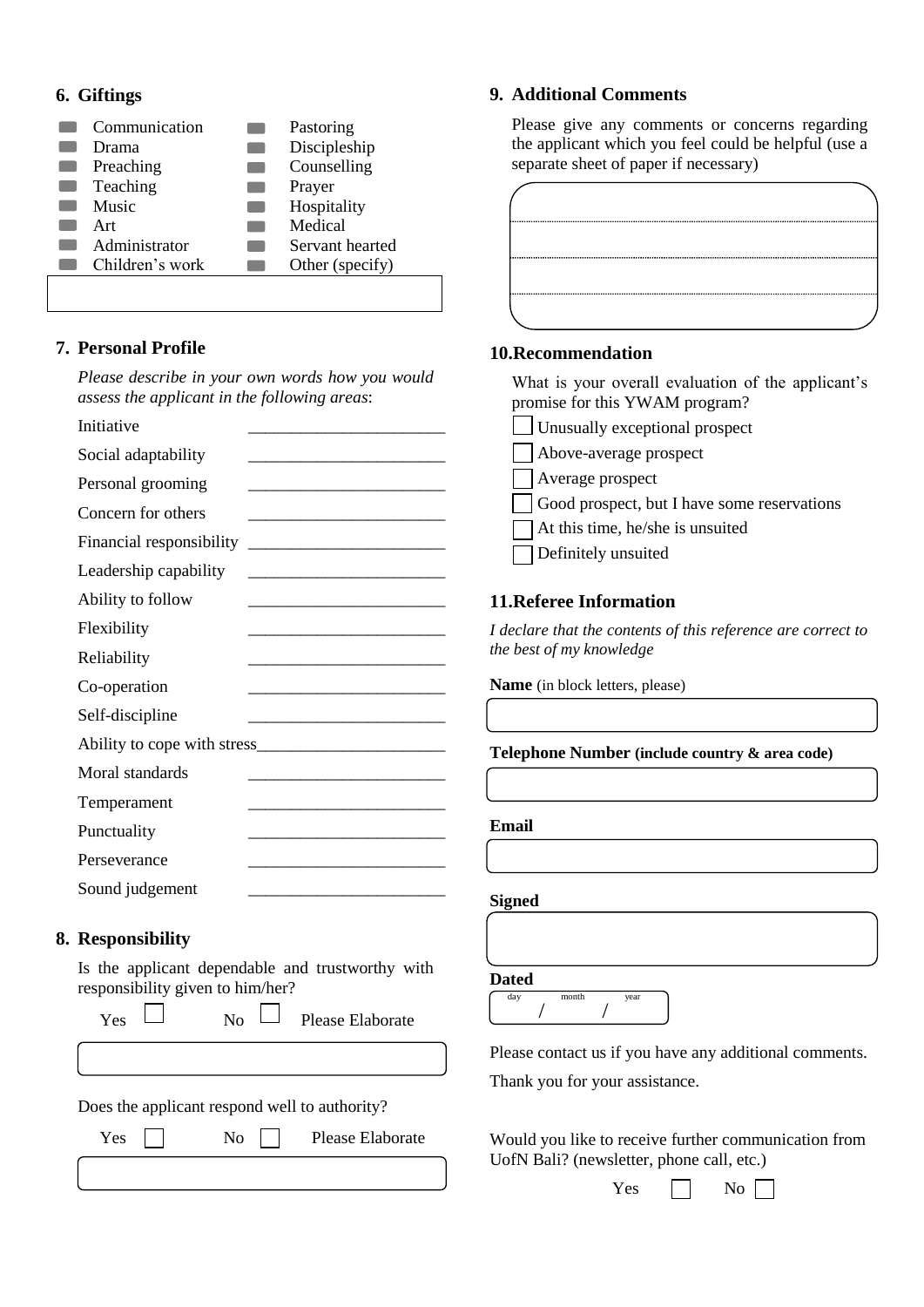## 6. Giftings

- Communication
- Drama
- Preaching
- Teaching
- Music
- Art
- Administrator
- Children's work
- Pastoring
- Discipleship
- Counselling
- Prayer
- Hospitality
- Medical
- Servant hearted
- Other (specify)

## 7. Personal Profile

*Please describe in your own words how you would assess the applicant in the following areas*:

Initiative ______________________

Social adaptability ______________________

Personal grooming ______________________

Concern for others ______________________

Financial responsibility ______________________

Leadership capability ______________________

Ability to follow ______________________

Flexibility ______________________

Reliability ______________________

Co-operation ______________________

Self-discipline ______________________

Ability to cope with stress______________________

Moral standards ______________________

Temperament ______________________

Punctuality ______________________

Perseverance ______________________

Sound judgement ______________________

## 8. Responsibility

Is the applicant dependable and trustworthy with responsibility given to him/her?

Yes ☐ No ☐ Please Elaborate

Does the applicant respond well to authority?

Yes ☐ No ☐ Please Elaborate

## 9. Additional Comments

Please give any comments or concerns regarding the applicant which you feel could be helpful (use a separate sheet of paper if necessary)

## 10. Recommendation

What is your overall evaluation of the applicant's promise for this YWAM program?

- ☐ Unusually exceptional prospect
- ☐ Above-average prospect
- ☐ Average prospect
- ☐ Good prospect, but I have some reservations
- ☐ At this time, he/she is unsuited
- ☐ Definitely unsuited

## 11. Referee Information

*I declare that the contents of this reference are correct to the best of my knowledge*

**Name** (in block letters, please)

**Telephone Number (include country & area code)**

**Email**

**Signed**

**Dated**

day / month / year

Please contact us if you have any additional comments.

Thank you for your assistance.

Would you like to receive further communication from UofN Bali? (newsletter, phone call, etc.)

Yes ☐ No ☐